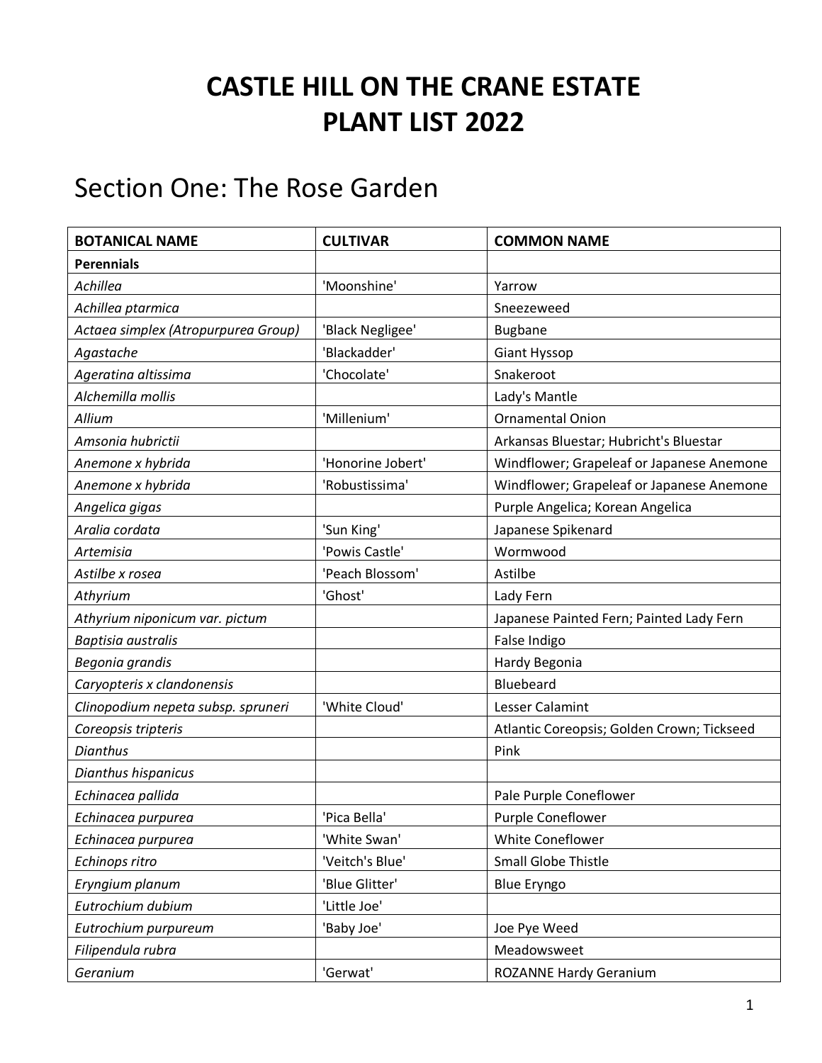# CASTLE HILL ON THE CRANE ESTATE
# PLANT LIST 2022

## Section One: The Rose Garden

| BOTANICAL NAME | CULTIVAR | COMMON NAME |
|---|---|---|
| **Perennials** | | |
| *Achillea* | 'Moonshine' | Yarrow |
| *Achillea ptarmica* | | Sneezeweed |
| *Actaea simplex (Atropurpurea Group)* | 'Black Negligee' | Bugbane |
| *Agastache* | 'Blackadder' | Giant Hyssop |
| *Ageratina altissima* | 'Chocolate' | Snakeroot |
| *Alchemilla mollis* | | Lady's Mantle |
| *Allium* | 'Millenium' | Ornamental Onion |
| *Amsonia hubrictii* | | Arkansas Bluestar; Hubricht's Bluestar |
| *Anemone x hybrida* | 'Honorine Jobert' | Windflower; Grapeleaf or Japanese Anemone |
| *Anemone x hybrida* | 'Robustissima' | Windflower; Grapeleaf or Japanese Anemone |
| *Angelica gigas* | | Purple Angelica; Korean Angelica |
| *Aralia cordata* | 'Sun King' | Japanese Spikenard |
| *Artemisia* | 'Powis Castle' | Wormwood |
| *Astilbe x rosea* | 'Peach Blossom' | Astilbe |
| *Athyrium* | 'Ghost' | Lady Fern |
| *Athyrium niponicum var. pictum* | | Japanese Painted Fern; Painted Lady Fern |
| *Baptisia australis* | | False Indigo |
| *Begonia grandis* | | Hardy Begonia |
| *Caryopteris x clandonensis* | | Bluebeard |
| *Clinopodium nepeta subsp. spruneri* | 'White Cloud' | Lesser Calamint |
| *Coreopsis tripteris* | | Atlantic Coreopsis; Golden Crown; Tickseed |
| *Dianthus* | | Pink |
| *Dianthus hispanicus* | | |
| *Echinacea pallida* | | Pale Purple Coneflower |
| *Echinacea purpurea* | 'Pica Bella' | Purple Coneflower |
| *Echinacea purpurea* | 'White Swan' | White Coneflower |
| *Echinops ritro* | 'Veitch's Blue' | Small Globe Thistle |
| *Eryngium planum* | 'Blue Glitter' | Blue Eryngo |
| *Eutrochium dubium* | 'Little Joe' | |
| *Eutrochium purpureum* | 'Baby Joe' | Joe Pye Weed |
| *Filipendula rubra* | | Meadowsweet |
| *Geranium* | 'Gerwat' | ROZANNE Hardy Geranium |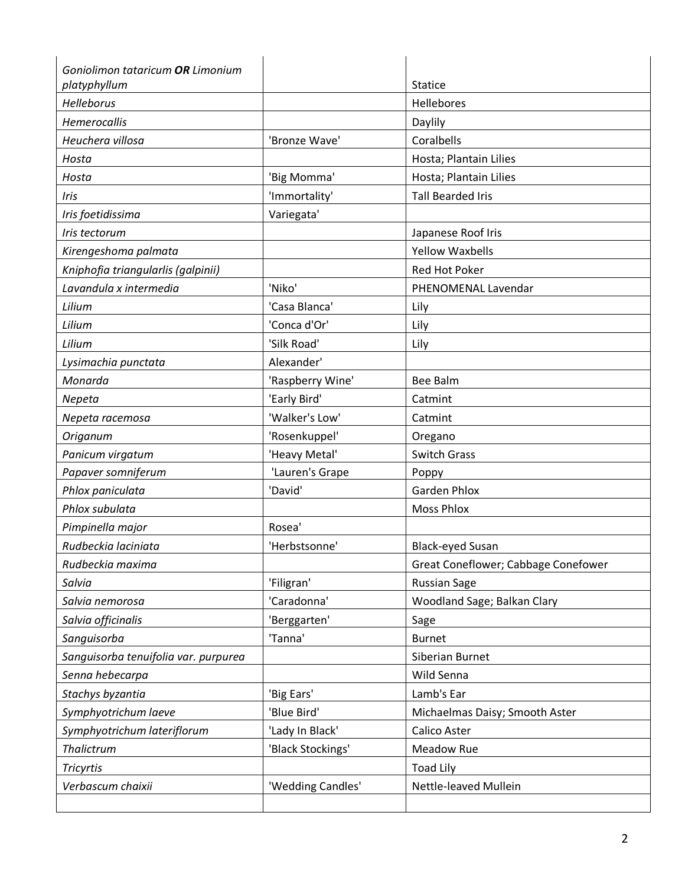| *Goniolimon tataricum* ***OR*** *Limonium platyphyllum* | | Statice |
|---|---|---|
| *Helleborus* | | Hellebores |
| *Hemerocallis* | | Daylily |
| *Heuchera villosa* | 'Bronze Wave' | Coralbells |
| *Hosta* | | Hosta; Plantain Lilies |
| *Hosta* | 'Big Momma' | Hosta; Plantain Lilies |
| *Iris* | 'Immortality' | Tall Bearded Iris |
| *Iris foetidissima* | Variegata' | |
| *Iris tectorum* | | Japanese Roof Iris |
| *Kirengeshoma palmata* | | Yellow Waxbells |
| *Kniphofia triangularis (galpinii)* | | Red Hot Poker |
| *Lavandula x intermedia* | 'Niko' | PHENOMENAL Lavendar |
| *Lilium* | 'Casa Blanca' | Lily |
| *Lilium* | 'Conca d'Or' | Lily |
| *Lilium* | 'Silk Road' | Lily |
| *Lysimachia punctata* | Alexander' | |
| *Monarda* | 'Raspberry Wine' | Bee Balm |
| *Nepeta* | 'Early Bird' | Catmint |
| *Nepeta racemosa* | 'Walker's Low' | Catmint |
| *Origanum* | 'Rosenkuppel' | Oregano |
| *Panicum virgatum* | 'Heavy Metal' | Switch Grass |
| *Papaver somniferum* | 'Lauren's Grape | Poppy |
| *Phlox paniculata* | 'David' | Garden Phlox |
| *Phlox subulata* | | Moss Phlox |
| *Pimpinella major* | Rosea' | |
| *Rudbeckia laciniata* | 'Herbstsonne' | Black-eyed Susan |
| *Rudbeckia maxima* | | Great Coneflower; Cabbage Conefower |
| *Salvia* | 'Filigran' | Russian Sage |
| *Salvia nemorosa* | 'Caradonna' | Woodland Sage; Balkan Clary |
| *Salvia officinalis* | 'Berggarten' | Sage |
| *Sanguisorba* | 'Tanna' | Burnet |
| *Sanguisorba tenuifolia var. purpurea* | | Siberian Burnet |
| *Senna hebecarpa* | | Wild Senna |
| *Stachys byzantia* | 'Big Ears' | Lamb's Ear |
| *Symphyotrichum laeve* | 'Blue Bird' | Michaelmas Daisy; Smooth Aster |
| *Symphyotrichum lateriflorum* | 'Lady In Black' | Calico Aster |
| *Thalictrum* | 'Black Stockings' | Meadow Rue |
| *Tricyrtis* | | Toad Lily |
| *Verbascum chaixii* | 'Wedding Candles' | Nettle-leaved Mullein |
| | | |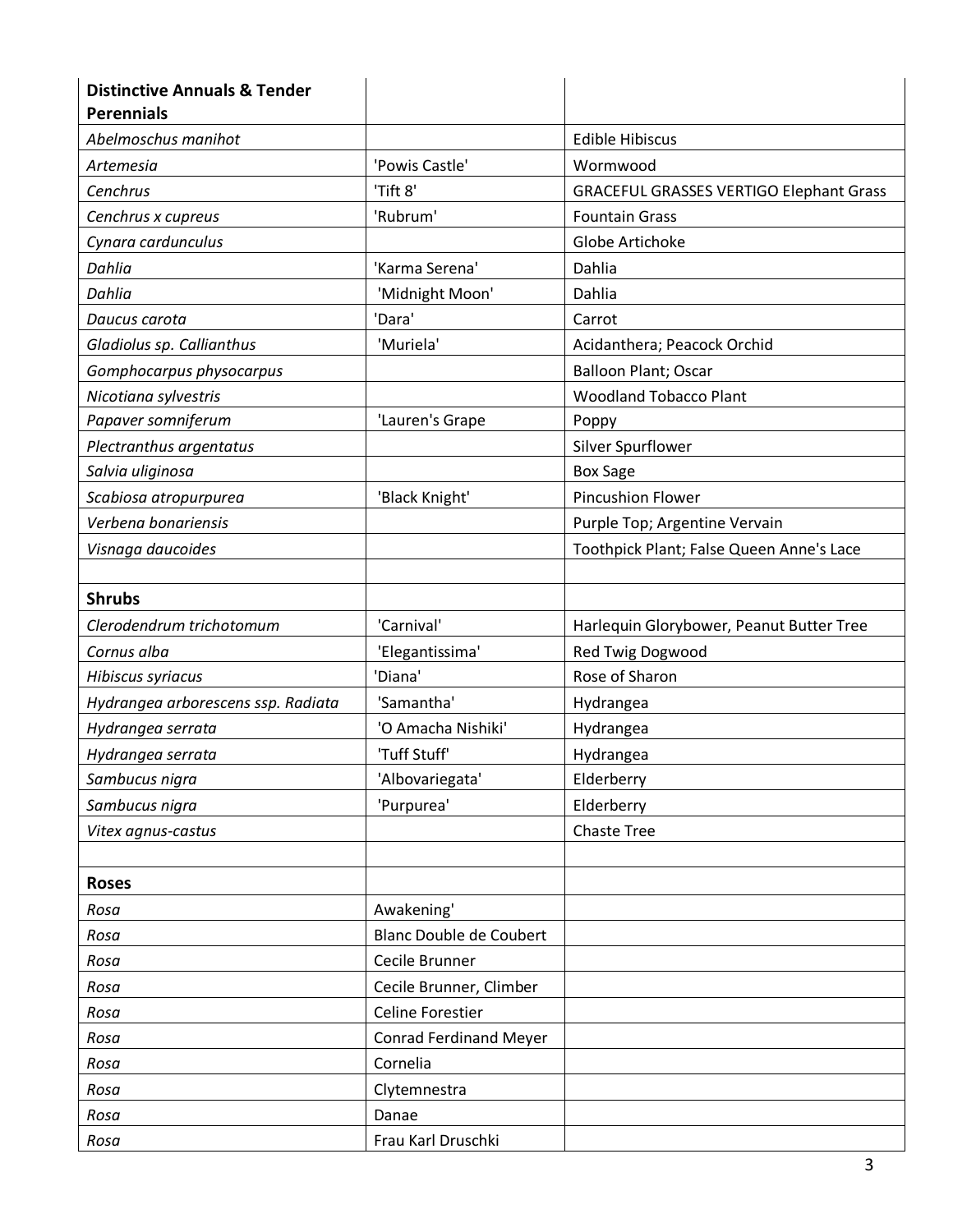| **Distinctive Annuals & Tender Perennials** | | |
|---|---|---|
| *Abelmoschus manihot* | | Edible Hibiscus |
| *Artemesia* | 'Powis Castle' | Wormwood |
| *Cenchrus* | 'Tift 8' | GRACEFUL GRASSES VERTIGO Elephant Grass |
| *Cenchrus x cupreus* | 'Rubrum' | Fountain Grass |
| *Cynara cardunculus* | | Globe Artichoke |
| *Dahlia* | 'Karma Serena' | Dahlia |
| *Dahlia* | 'Midnight Moon' | Dahlia |
| *Daucus carota* | 'Dara' | Carrot |
| *Gladiolus sp. Callianthus* | 'Muriela' | Acidanthera; Peacock Orchid |
| *Gomphocarpus physocarpus* | | Balloon Plant; Oscar |
| *Nicotiana sylvestris* | | Woodland Tobacco Plant |
| *Papaver somniferum* | 'Lauren's Grape | Poppy |
| *Plectranthus argentatus* | | Silver Spurflower |
| *Salvia uliginosa* | | Box Sage |
| *Scabiosa atropurpurea* | 'Black Knight' | Pincushion Flower |
| *Verbena bonariensis* | | Purple Top; Argentine Vervain |
| *Visnaga daucoides* | | Toothpick Plant; False Queen Anne's Lace |
| | | |
| **Shrubs** | | |
| *Clerodendrum trichotomum* | 'Carnival' | Harlequin Glorybower, Peanut Butter Tree |
| *Cornus alba* | 'Elegantissima' | Red Twig Dogwood |
| *Hibiscus syriacus* | 'Diana' | Rose of Sharon |
| *Hydrangea arborescens ssp. Radiata* | 'Samantha' | Hydrangea |
| *Hydrangea serrata* | 'O Amacha Nishiki' | Hydrangea |
| *Hydrangea serrata* | 'Tuff Stuff' | Hydrangea |
| *Sambucus nigra* | 'Albovariegata' | Elderberry |
| *Sambucus nigra* | 'Purpurea' | Elderberry |
| *Vitex agnus-castus* | | Chaste Tree |
| | | |
| **Roses** | | |
| *Rosa* | Awakening' | |
| *Rosa* | Blanc Double de Coubert | |
| *Rosa* | Cecile Brunner | |
| *Rosa* | Cecile Brunner, Climber | |
| *Rosa* | Celine Forestier | |
| *Rosa* | Conrad Ferdinand Meyer | |
| *Rosa* | Cornelia | |
| *Rosa* | Clytemnestra | |
| *Rosa* | Danae | |
| *Rosa* | Frau Karl Druschki | |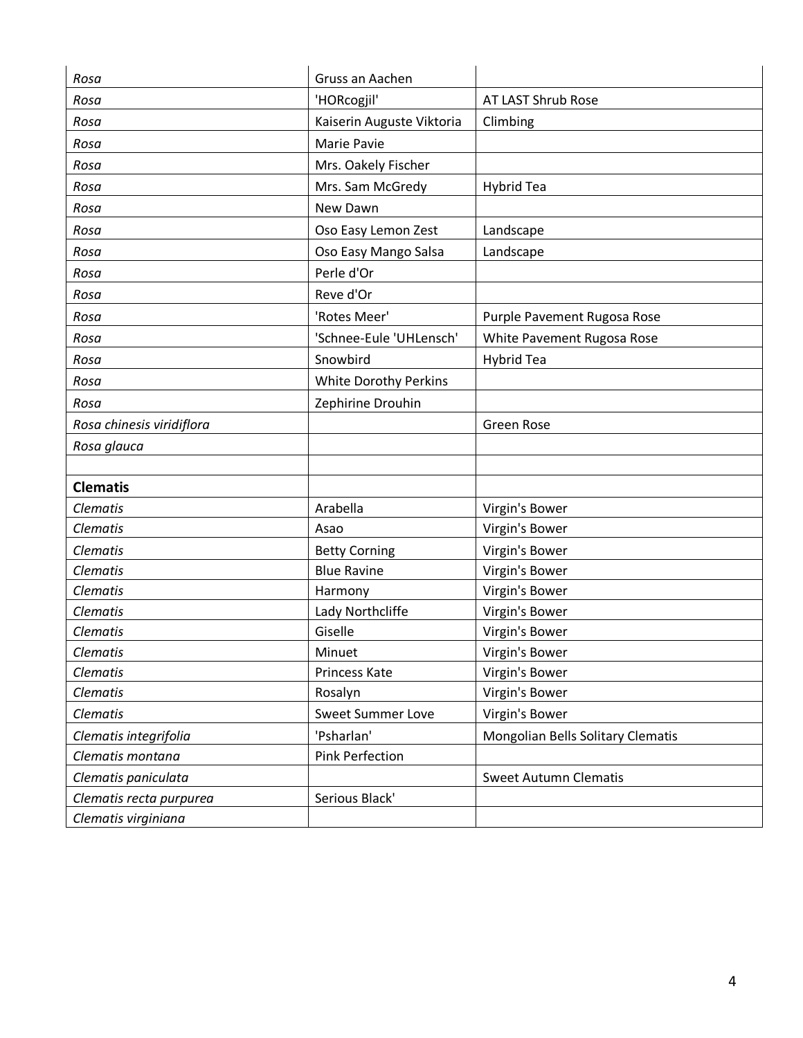| | | |
|---|---|---|
| *Rosa* | Gruss an Aachen | |
| *Rosa* | 'HORcogjil' | AT LAST Shrub Rose |
| *Rosa* | Kaiserin Auguste Viktoria | Climbing |
| *Rosa* | Marie Pavie | |
| *Rosa* | Mrs. Oakely Fischer | |
| *Rosa* | Mrs. Sam McGredy | Hybrid Tea |
| *Rosa* | New Dawn | |
| *Rosa* | Oso Easy Lemon Zest | Landscape |
| *Rosa* | Oso Easy Mango Salsa | Landscape |
| *Rosa* | Perle d'Or | |
| *Rosa* | Reve d'Or | |
| *Rosa* | 'Rotes Meer' | Purple Pavement Rugosa Rose |
| *Rosa* | 'Schnee-Eule 'UHLensch' | White Pavement Rugosa Rose |
| *Rosa* | Snowbird | Hybrid Tea |
| *Rosa* | White Dorothy Perkins | |
| *Rosa* | Zephirine Drouhin | |
| *Rosa chinesis viridiflora* | | Green Rose |
| *Rosa glauca* | | |
| | | |
| **Clematis** | | |
| *Clematis* | Arabella | Virgin's Bower |
| *Clematis* | Asao | Virgin's Bower |
| *Clematis* | Betty Corning | Virgin's Bower |
| *Clematis* | Blue Ravine | Virgin's Bower |
| *Clematis* | Harmony | Virgin's Bower |
| *Clematis* | Lady Northcliffe | Virgin's Bower |
| *Clematis* | Giselle | Virgin's Bower |
| *Clematis* | Minuet | Virgin's Bower |
| *Clematis* | Princess Kate | Virgin's Bower |
| *Clematis* | Rosalyn | Virgin's Bower |
| *Clematis* | Sweet Summer Love | Virgin's Bower |
| *Clematis integrifolia* | 'Psharlan' | Mongolian Bells Solitary Clematis |
| *Clematis montana* | Pink Perfection | |
| *Clematis paniculata* | | Sweet Autumn Clematis |
| *Clematis recta purpurea* | Serious Black' | |
| *Clematis virginiana* | | |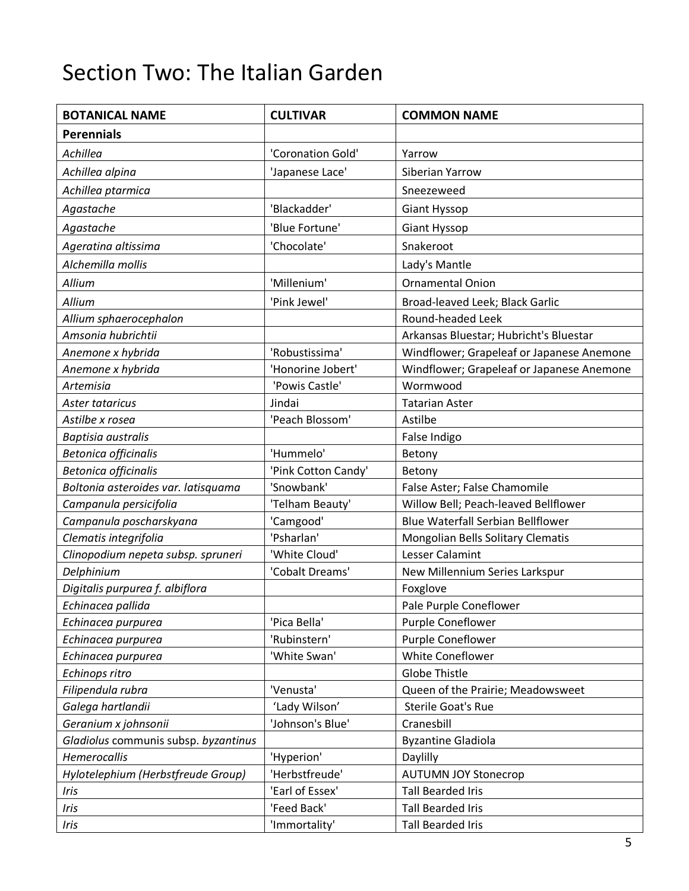# Section Two: The Italian Garden

| BOTANICAL NAME | CULTIVAR | COMMON NAME |
|---|---|---|
| **Perennials** | | |
| *Achillea* | 'Coronation Gold' | Yarrow |
| *Achillea alpina* | 'Japanese Lace' | Siberian Yarrow |
| *Achillea ptarmica* | | Sneezeweed |
| *Agastache* | 'Blackadder' | Giant Hyssop |
| *Agastache* | 'Blue Fortune' | Giant Hyssop |
| *Ageratina altissima* | 'Chocolate' | Snakeroot |
| *Alchemilla mollis* | | Lady's Mantle |
| *Allium* | 'Millenium' | Ornamental Onion |
| *Allium* | 'Pink Jewel' | Broad-leaved Leek; Black Garlic |
| *Allium sphaerocephalon* | | Round-headed Leek |
| *Amsonia hubrichtii* | | Arkansas Bluestar; Hubricht's Bluestar |
| *Anemone x hybrida* | 'Robustissima' | Windflower; Grapeleaf or Japanese Anemone |
| *Anemone x hybrida* | 'Honorine Jobert' | Windflower; Grapeleaf or Japanese Anemone |
| *Artemisia* | 'Powis Castle' | Wormwood |
| *Aster tataricus* | Jindai | Tatarian Aster |
| *Astilbe x rosea* | 'Peach Blossom' | Astilbe |
| *Baptisia australis* | | False Indigo |
| *Betonica officinalis* | 'Hummelo' | Betony |
| *Betonica officinalis* | 'Pink Cotton Candy' | Betony |
| *Boltonia asteroides var. latisquama* | 'Snowbank' | False Aster; False Chamomile |
| *Campanula persicifolia* | 'Telham Beauty' | Willow Bell; Peach-leaved Bellflower |
| *Campanula poscharskyana* | 'Camgood' | Blue Waterfall Serbian Bellflower |
| *Clematis integrifolia* | 'Psharlan' | Mongolian Bells Solitary Clematis |
| *Clinopodium nepeta subsp. spruneri* | 'White Cloud' | Lesser Calamint |
| *Delphinium* | 'Cobalt Dreams' | New Millennium Series Larkspur |
| *Digitalis purpurea f. albiflora* | | Foxglove |
| *Echinacea pallida* | | Pale Purple Coneflower |
| *Echinacea purpurea* | 'Pica Bella' | Purple Coneflower |
| *Echinacea purpurea* | 'Rubinstern' | Purple Coneflower |
| *Echinacea purpurea* | 'White Swan' | White Coneflower |
| *Echinops ritro* | | Globe Thistle |
| *Filipendula rubra* | 'Venusta' | Queen of the Prairie; Meadowsweet |
| *Galega hartlandii* | 'Lady Wilson' | Sterile Goat's Rue |
| *Geranium x johnsonii* | 'Johnson's Blue' | Cranesbill |
| *Gladiolus* communis subsp. *byzantinus* | | Byzantine Gladiola |
| *Hemerocallis* | 'Hyperion' | Daylilly |
| *Hylotelephium (Herbstfreude Group)* | 'Herbstfreude' | AUTUMN JOY Stonecrop |
| *Iris* | 'Earl of Essex' | Tall Bearded Iris |
| *Iris* | 'Feed Back' | Tall Bearded Iris |
| *Iris* | 'Immortality' | Tall Bearded Iris |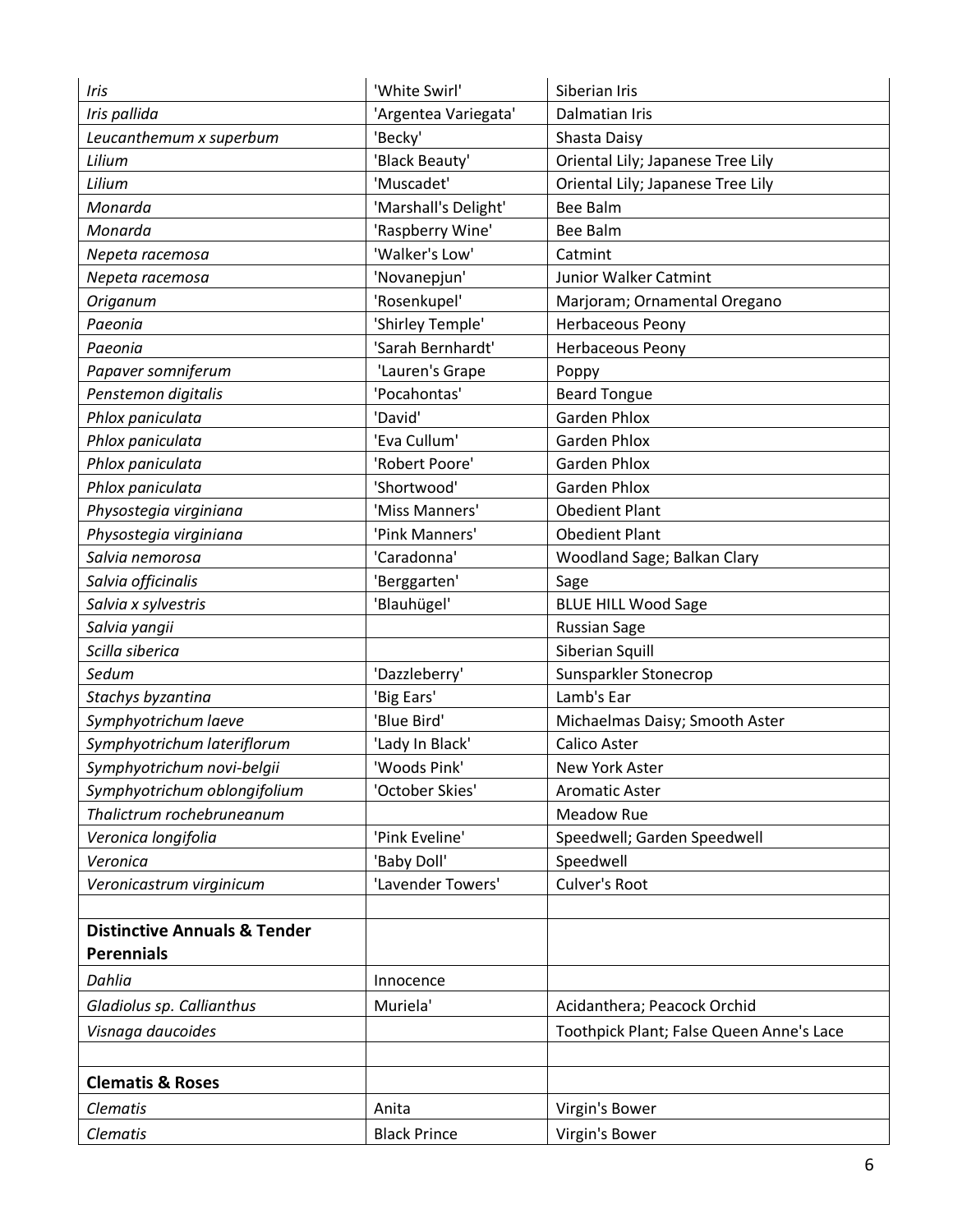| | | |
|---|---|---|
| *Iris* | 'White Swirl' | Siberian Iris |
| *Iris pallida* | 'Argentea Variegata' | Dalmatian Iris |
| *Leucanthemum x superbum* | 'Becky' | Shasta Daisy |
| *Lilium* | 'Black Beauty' | Oriental Lily; Japanese Tree Lily |
| *Lilium* | 'Muscadet' | Oriental Lily; Japanese Tree Lily |
| *Monarda* | 'Marshall's Delight' | Bee Balm |
| *Monarda* | 'Raspberry Wine' | Bee Balm |
| *Nepeta racemosa* | 'Walker's Low' | Catmint |
| *Nepeta racemosa* | 'Novanepjun' | Junior Walker Catmint |
| *Origanum* | 'Rosenkupel' | Marjoram; Ornamental Oregano |
| *Paeonia* | 'Shirley Temple' | Herbaceous Peony |
| *Paeonia* | 'Sarah Bernhardt' | Herbaceous Peony |
| *Papaver somniferum* | 'Lauren's Grape | Poppy |
| *Penstemon digitalis* | 'Pocahontas' | Beard Tongue |
| *Phlox paniculata* | 'David' | Garden Phlox |
| *Phlox paniculata* | 'Eva Cullum' | Garden Phlox |
| *Phlox paniculata* | 'Robert Poore' | Garden Phlox |
| *Phlox paniculata* | 'Shortwood' | Garden Phlox |
| *Physostegia virginiana* | 'Miss Manners' | Obedient Plant |
| *Physostegia virginiana* | 'Pink Manners' | Obedient Plant |
| *Salvia nemorosa* | 'Caradonna' | Woodland Sage; Balkan Clary |
| *Salvia officinalis* | 'Berggarten' | Sage |
| *Salvia x sylvestris* | 'Blauhügel' | BLUE HILL Wood Sage |
| *Salvia yangii* | | Russian Sage |
| *Scilla siberica* | | Siberian Squill |
| *Sedum* | 'Dazzleberry' | Sunsparkler Stonecrop |
| *Stachys byzantina* | 'Big Ears' | Lamb's Ear |
| *Symphyotrichum laeve* | 'Blue Bird' | Michaelmas Daisy; Smooth Aster |
| *Symphyotrichum lateriflorum* | 'Lady In Black' | Calico Aster |
| *Symphyotrichum novi-belgii* | 'Woods Pink' | New York Aster |
| *Symphyotrichum oblongifolium* | 'October Skies' | Aromatic Aster |
| *Thalictrum rochebruneanum* | | Meadow Rue |
| *Veronica longifolia* | 'Pink Eveline' | Speedwell; Garden Speedwell |
| *Veronica* | 'Baby Doll' | Speedwell |
| *Veronicastrum virginicum* | 'Lavender Towers' | Culver's Root |
| | | |
| **Distinctive Annuals & Tender Perennials** | | |
| *Dahlia* | Innocence | |
| *Gladiolus sp. Callianthus* | Muriela' | Acidanthera; Peacock Orchid |
| *Visnaga daucoides* | | Toothpick Plant; False Queen Anne's Lace |
| | | |
| **Clematis & Roses** | | |
| *Clematis* | Anita | Virgin's Bower |
| *Clematis* | Black Prince | Virgin's Bower |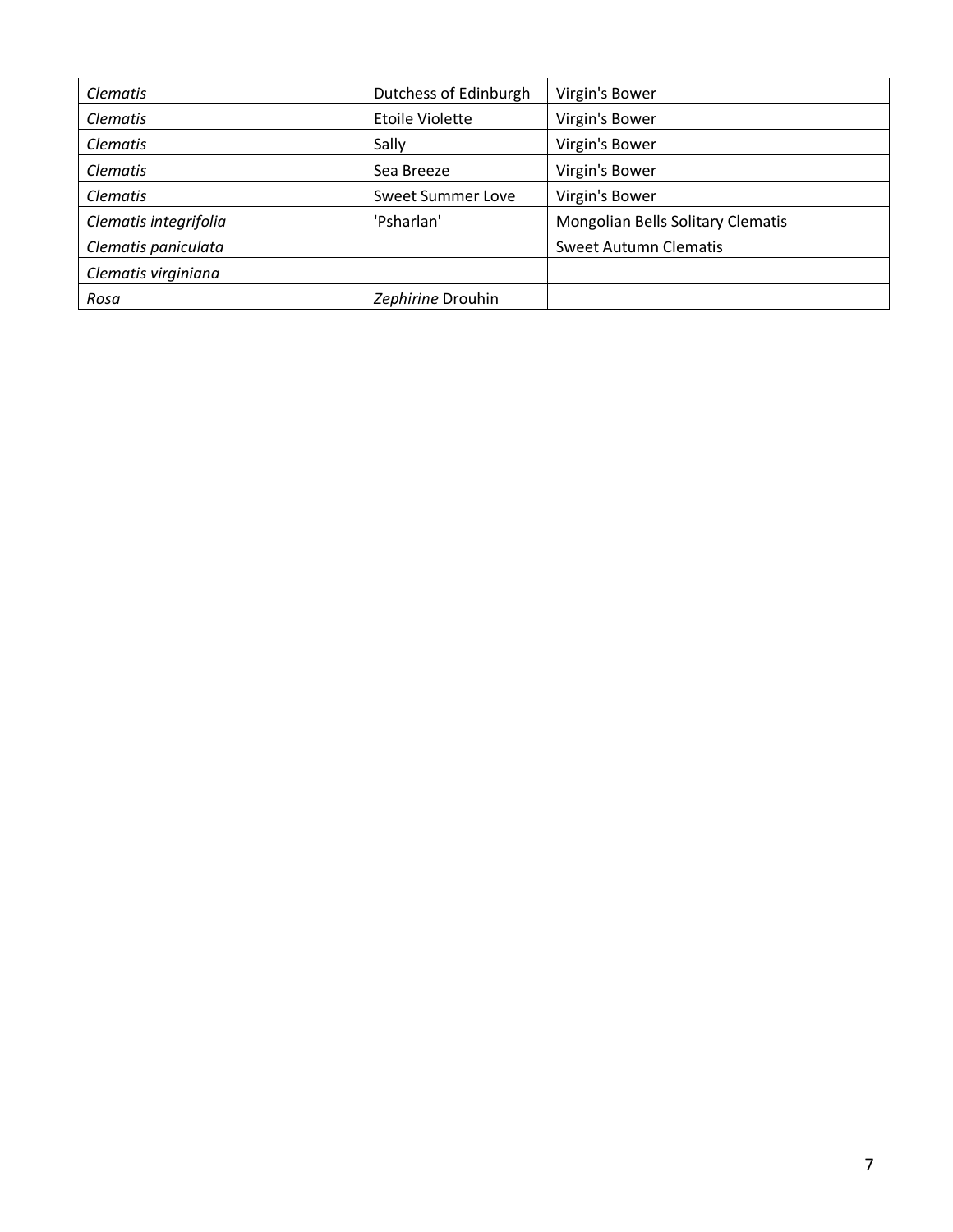| | | |
|---|---|---|
| *Clematis* | Dutchess of Edinburgh | Virgin's Bower |
| *Clematis* | Etoile Violette | Virgin's Bower |
| *Clematis* | Sally | Virgin's Bower |
| *Clematis* | Sea Breeze | Virgin's Bower |
| *Clematis* | Sweet Summer Love | Virgin's Bower |
| *Clematis integrifolia* | 'Psharlan' | Mongolian Bells Solitary Clematis |
| *Clematis paniculata* | | Sweet Autumn Clematis |
| *Clematis virginiana* | | |
| *Rosa* | *Zephirine* Drouhin | |